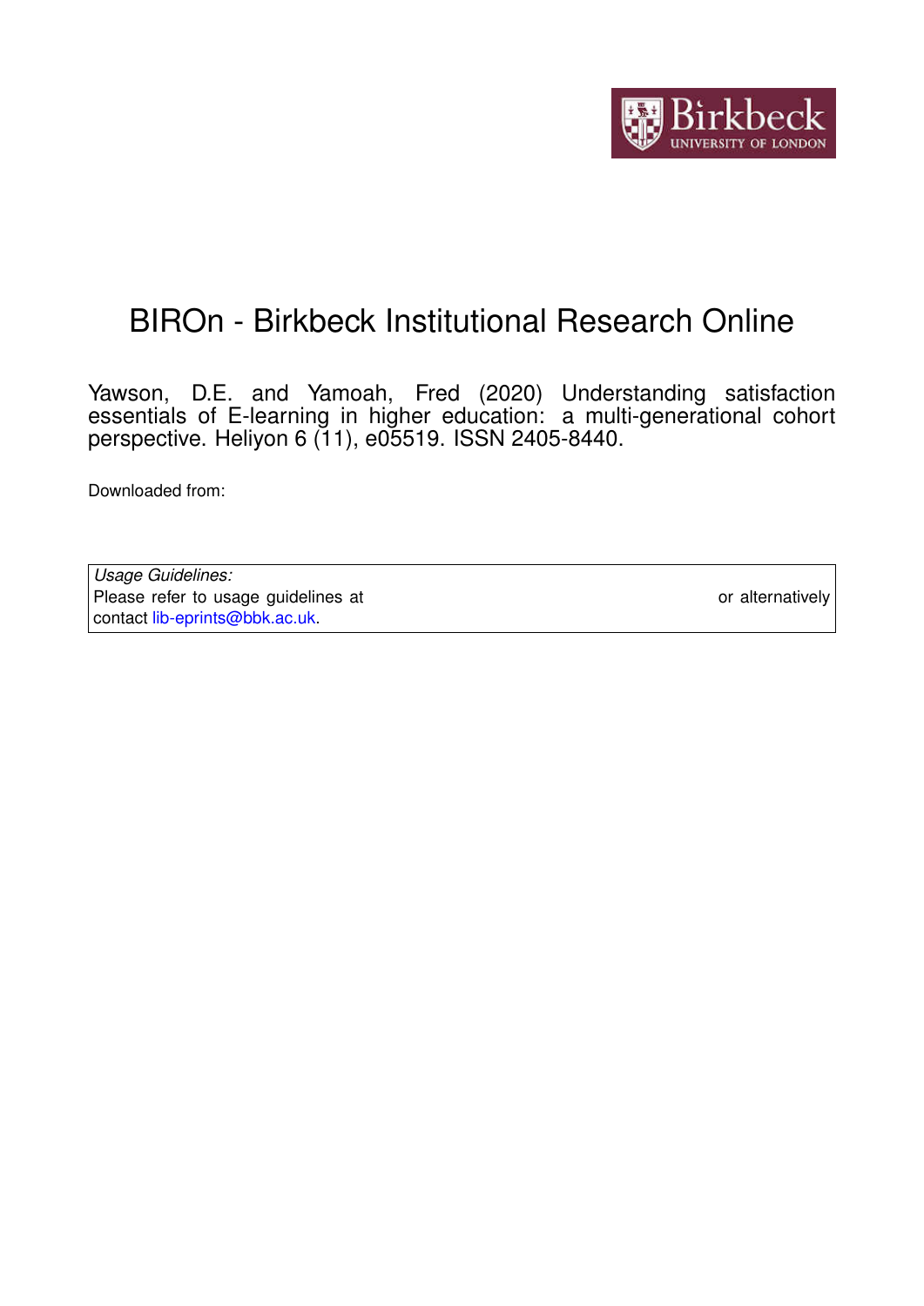# BIROn - Birkbeck Institutional Research Online

Yawson, D.E. and Yamoah, Fred (2020) Understanding satisfaction essentials of E-learning in higher education: a multi-generational cohort perspective. Heliyon 6 (11), e05519. ISSN 2405-8440.

Downloaded from:

| *Usage Guidelines:* | |
|---|---|
| Please refer to usage guidelines at | or alternatively |
| contact lib-eprints@bbk.ac.uk. | |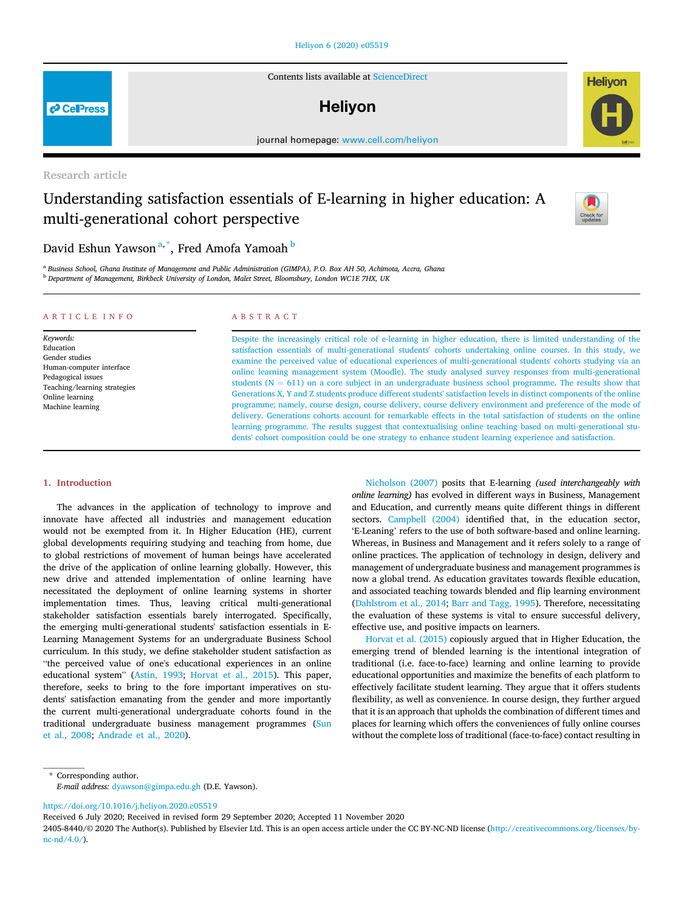Research article

# Understanding satisfaction essentials of E-learning in higher education: A multi-generational cohort perspective

David Eshun Yawson [a,*], Fred Amofa Yamoah [b]

[a] Business School, Ghana Institute of Management and Public Administration (GIMPA), P.O. Box AH 50, Achimota, Accra, Ghana
[b] Department of Management, Birkbeck University of London, Malet Street, Bloomsbury, London WC1E 7HX, UK

## ARTICLE INFO

*Keywords:*
Education
Gender studies
Human-computer interface
Pedagogical issues
Teaching/learning strategies
Online learning
Machine learning

## ABSTRACT

Despite the increasingly critical role of e-learning in higher education, there is limited understanding of the satisfaction essentials of multi-generational students' cohorts undertaking online courses. In this study, we examine the perceived value of educational experiences of multi-generational students' cohorts studying via an online learning management system (Moodle). The study analysed survey responses from multi-generational students (N = 611) on a core subject in an undergraduate business school programme. The results show that Generations X, Y and Z students produce different students' satisfaction levels in distinct components of the online programme; namely, course design, course delivery, course delivery environment and preference of the mode of delivery. Generations cohorts account for remarkable effects in the total satisfaction of students on the online learning programme. The results suggest that contextualising online teaching based on multi-generational students' cohort composition could be one strategy to enhance student learning experience and satisfaction.

## 1. Introduction

The advances in the application of technology to improve and innovate have affected all industries and management education would not be exempted from it. In Higher Education (HE), current global developments requiring studying and teaching from home, due to global restrictions of movement of human beings have accelerated the drive of the application of online learning globally. However, this new drive and attended implementation of online learning have necessitated the deployment of online learning systems in shorter implementation times. Thus, leaving critical multi-generational stakeholder satisfaction essentials barely interrogated. Specifically, the emerging multi-generational students' satisfaction essentials in E-Learning Management Systems for an undergraduate Business School curriculum. In this study, we define stakeholder student satisfaction as "the perceived value of one's educational experiences in an online educational system" (Astin, 1993; Horvat et al., 2015). This paper, therefore, seeks to bring to the fore important imperatives on students' satisfaction emanating from the gender and more importantly the current multi-generational undergraduate cohorts found in the traditional undergraduate business management programmes (Sun et al., 2008; Andrade et al., 2020).

Nicholson (2007) posits that E-learning *(used interchangeably with online learning)* has evolved in different ways in Business, Management and Education, and currently means quite different things in different sectors. Campbell (2004) identified that, in the education sector, 'E-Leaning' refers to the use of both software-based and online learning. Whereas, in Business and Management and it refers solely to a range of online practices. The application of technology in design, delivery and management of undergraduate business and management programmes is now a global trend. As education gravitates towards flexible education, and associated teaching towards blended and flip learning environment (Dahlstrom et al., 2014; Barr and Tagg, 1995). Therefore, necessitating the evaluation of these systems is vital to ensure successful delivery, effective use, and positive impacts on learners.

Horvat et al. (2015) copiously argued that in Higher Education, the emerging trend of blended learning is the intentional integration of traditional (i.e. face-to-face) learning and online learning to provide educational opportunities and maximize the benefits of each platform to effectively facilitate student learning. They argue that it offers students flexibility, as well as convenience. In course design, they further argued that it is an approach that upholds the combination of different times and places for learning which offers the conveniences of fully online courses without the complete loss of traditional (face-to-face) contact resulting in

\* Corresponding author.
*E-mail address:* dyawson@gimpa.edu.gh (D.E. Yawson).

https://doi.org/10.1016/j.heliyon.2020.e05519
Received 6 July 2020; Received in revised form 29 September 2020; Accepted 11 November 2020
2405-8440/© 2020 The Author(s). Published by Elsevier Ltd. This is an open access article under the CC BY-NC-ND license (http://creativecommons.org/licenses/by-nc-nd/4.0/).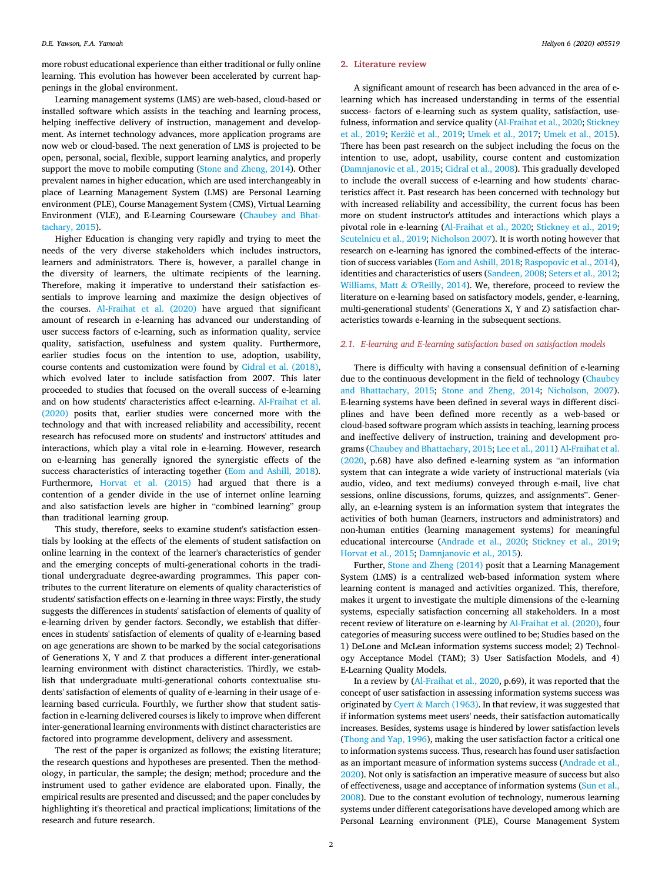more robust educational experience than either traditional or fully online learning. This evolution has however been accelerated by current happenings in the global environment.

Learning management systems (LMS) are web-based, cloud-based or installed software which assists in the teaching and learning process, helping ineffective delivery of instruction, management and development. As internet technology advances, more application programs are now web or cloud-based. The next generation of LMS is projected to be open, personal, social, flexible, support learning analytics, and properly support the move to mobile computing (Stone and Zheng, 2014). Other prevalent names in higher education, which are used interchangeably in place of Learning Management System (LMS) are Personal Learning environment (PLE), Course Management System (CMS), Virtual Learning Environment (VLE), and E-Learning Courseware (Chaubey and Bhattachary, 2015).

Higher Education is changing very rapidly and trying to meet the needs of the very diverse stakeholders which includes instructors, learners and administrators. There is, however, a parallel change in the diversity of learners, the ultimate recipients of the learning. Therefore, making it imperative to understand their satisfaction essentials to improve learning and maximize the design objectives of the courses. Al-Fraihat et al. (2020) have argued that significant amount of research in e-learning has advanced our understanding of user success factors of e-learning, such as information quality, service quality, satisfaction, usefulness and system quality. Furthermore, earlier studies focus on the intention to use, adoption, usability, course contents and customization were found by Cidral et al. (2018), which evolved later to include satisfaction from 2007. This later proceeded to studies that focused on the overall success of e-learning and on how students' characteristics affect e-learning. Al-Fraihat et al. (2020) posits that, earlier studies were concerned more with the technology and that with increased reliability and accessibility, recent research has refocused more on students' and instructors' attitudes and interactions, which play a vital role in e-learning. However, research on e-learning has generally ignored the synergistic effects of the success characteristics of interacting together (Eom and Ashill, 2018). Furthermore, Horvat et al. (2015) had argued that there is a contention of a gender divide in the use of internet online learning and also satisfaction levels are higher in "combined learning" group than traditional learning group.

This study, therefore, seeks to examine student's satisfaction essentials by looking at the effects of the elements of student satisfaction on online learning in the context of the learner's characteristics of gender and the emerging concepts of multi-generational cohorts in the traditional undergraduate degree-awarding programmes. This paper contributes to the current literature on elements of quality characteristics of students' satisfaction effects on e-learning in three ways: Firstly, the study suggests the differences in students' satisfaction of elements of quality of e-learning driven by gender factors. Secondly, we establish that differences in students' satisfaction of elements of quality of e-learning based on age generations are shown to be marked by the social categorisations of Generations X, Y and Z that produces a different inter-generational learning environment with distinct characteristics. Thirdly, we establish that undergraduate multi-generational cohorts contextualise students' satisfaction of elements of quality of e-learning in their usage of e-learning based curricula. Fourthly, we further show that student satisfaction in e-learning delivered courses is likely to improve when different inter-generational learning environments with distinct characteristics are factored into programme development, delivery and assessment.

The rest of the paper is organized as follows; the existing literature; the research questions and hypotheses are presented. Then the methodology, in particular, the sample; the design; method; procedure and the instrument used to gather evidence are elaborated upon. Finally, the empirical results are presented and discussed; and the paper concludes by highlighting it's theoretical and practical implications; limitations of the research and future research.

## 2. Literature review

A significant amount of research has been advanced in the area of e-learning which has increased understanding in terms of the essential success- factors of e-learning such as system quality, satisfaction, usefulness, information and service quality (Al-Fraihat et al., 2020; Stickney et al., 2019; Keržič et al., 2019; Umek et al., 2017; Umek et al., 2015). There has been past research on the subject including the focus on the intention to use, adopt, usability, course content and customization (Damnjanovic et al., 2015; Cidral et al., 2008). This gradually developed to include the overall success of e-learning and how students' characteristics affect it. Past research has been concerned with technology but with increased reliability and accessibility, the current focus has been more on student instructor's attitudes and interactions which plays a pivotal role in e-learning (Al-Fraihat et al., 2020; Stickney et al., 2019; Scutelnicu et al., 2019; Nicholson 2007). It is worth noting however that research on e-learning has ignored the combined-effects of the interaction of success variables (Eom and Ashill, 2018; Raspopovic et al., 2014), identities and characteristics of users (Sandeen, 2008; Seters et al., 2012; Williams, Matt & O'Reilly, 2014). We, therefore, proceed to review the literature on e-learning based on satisfactory models, gender, e-learning, multi-generational students' (Generations X, Y and Z) satisfaction characteristics towards e-learning in the subsequent sections.

### 2.1. E-learning and E-learning satisfaction based on satisfaction models

There is difficulty with having a consensual definition of e-learning due to the continuous development in the field of technology (Chaubey and Bhattachary, 2015; Stone and Zheng, 2014; Nicholson, 2007). E-learning systems have been defined in several ways in different disciplines and have been defined more recently as a web-based or cloud-based software program which assists in teaching, learning process and ineffective delivery of instruction, training and development programs (Chaubey and Bhattachary, 2015; Lee et al., 2011) Al-Fraihat et al. (2020, p.68) have also defined e-learning system as "an information system that can integrate a wide variety of instructional materials (via audio, video, and text mediums) conveyed through e-mail, live chat sessions, online discussions, forums, quizzes, and assignments". Generally, an e-learning system is an information system that integrates the activities of both human (learners, instructors and administrators) and non-human entities (learning management systems) for meaningful educational intercourse (Andrade et al., 2020; Stickney et al., 2019; Horvat et al., 2015; Damnjanovic et al., 2015).

Further, Stone and Zheng (2014) posit that a Learning Management System (LMS) is a centralized web-based information system where learning content is managed and activities organized. This, therefore, makes it urgent to investigate the multiple dimensions of the e-learning systems, especially satisfaction concerning all stakeholders. In a most recent review of literature on e-learning by Al-Fraihat et al. (2020), four categories of measuring success were outlined to be; Studies based on the 1) DeLone and McLean information systems success model; 2) Technology Acceptance Model (TAM); 3) User Satisfaction Models, and 4) E-Learning Quality Models.

In a review by (Al-Fraihat et al., 2020, p.69), it was reported that the concept of user satisfaction in assessing information systems success was originated by Cyert & March (1963). In that review, it was suggested that if information systems meet users' needs, their satisfaction automatically increases. Besides, systems usage is hindered by lower satisfaction levels (Thong and Yap, 1996), making the user satisfaction factor a critical one to information systems success. Thus, research has found user satisfaction as an important measure of information systems success (Andrade et al., 2020). Not only is satisfaction an imperative measure of success but also of effectiveness, usage and acceptance of information systems (Sun et al., 2008). Due to the constant evolution of technology, numerous learning systems under different categorisations have developed among which are Personal Learning environment (PLE), Course Management System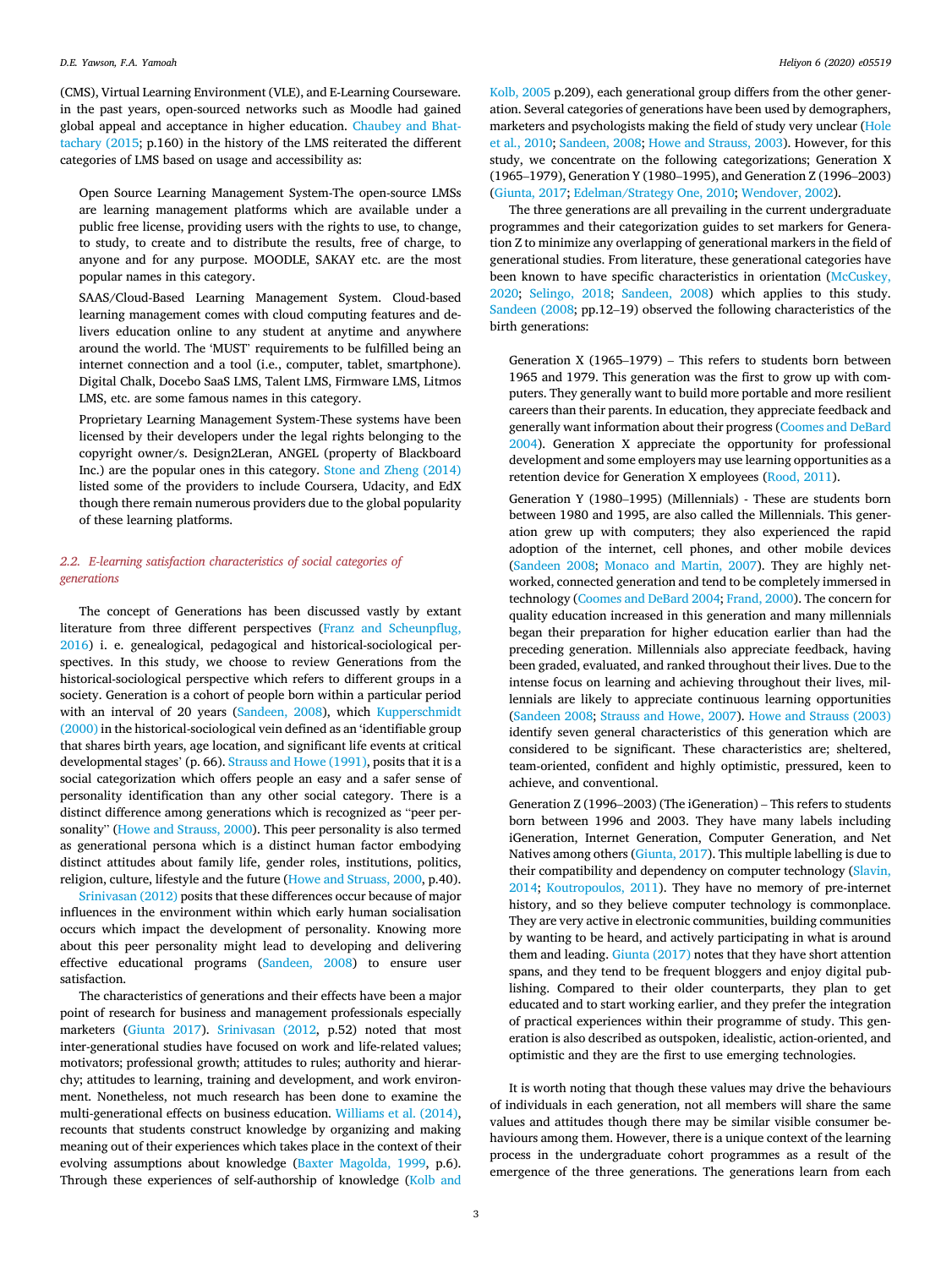(CMS), Virtual Learning Environment (VLE), and E-Learning Courseware. in the past years, open-sourced networks such as Moodle had gained global appeal and acceptance in higher education. Chaubey and Bhattachary (2015; p.160) in the history of the LMS reiterated the different categories of LMS based on usage and accessibility as:

> Open Source Learning Management System-The open-source LMSs are learning management platforms which are available under a public free license, providing users with the rights to use, to change, to study, to create and to distribute the results, free of charge, to anyone and for any purpose. MOODLE, SAKAY etc. are the most popular names in this category.
>
> SAAS/Cloud-Based Learning Management System. Cloud-based learning management comes with cloud computing features and delivers education online to any student at anytime and anywhere around the world. The 'MUST' requirements to be fulfilled being an internet connection and a tool (i.e., computer, tablet, smartphone). Digital Chalk, Docebo SaaS LMS, Talent LMS, Firmware LMS, Litmos LMS, etc. are some famous names in this category.
>
> Proprietary Learning Management System-These systems have been licensed by their developers under the legal rights belonging to the copyright owner/s. Design2Leran, ANGEL (property of Blackboard Inc.) are the popular ones in this category. Stone and Zheng (2014) listed some of the providers to include Coursera, Udacity, and EdX though there remain numerous providers due to the global popularity of these learning platforms.

### 2.2. E-learning satisfaction characteristics of social categories of generations

The concept of Generations has been discussed vastly by extant literature from three different perspectives (Franz and Scheunpflug, 2016) i. e. genealogical, pedagogical and historical-sociological perspectives. In this study, we choose to review Generations from the historical-sociological perspective which refers to different groups in a society. Generation is a cohort of people born within a particular period with an interval of 20 years (Sandeen, 2008), which Kupperschmidt (2000) in the historical-sociological vein defined as an 'identifiable group that shares birth years, age location, and significant life events at critical developmental stages' (p. 66). Strauss and Howe (1991), posits that it is a social categorization which offers people an easy and a safer sense of personality identification than any other social category. There is a distinct difference among generations which is recognized as "peer personality" (Howe and Strauss, 2000). This peer personality is also termed as generational persona which is a distinct human factor embodying distinct attitudes about family life, gender roles, institutions, politics, religion, culture, lifestyle and the future (Howe and Struass, 2000, p.40). Srinivasan (2012) posits that these differences occur because of major influences in the environment within which early human socialisation occurs which impact the development of personality. Knowing more about this peer personality might lead to developing and delivering effective educational programs (Sandeen, 2008) to ensure user satisfaction.

The characteristics of generations and their effects have been a major point of research for business and management professionals especially marketers (Giunta 2017). Srinivasan (2012, p.52) noted that most inter-generational studies have focused on work and life-related values; motivators; professional growth; attitudes to rules; authority and hierarchy; attitudes to learning, training and development, and work environment. Nonetheless, not much research has been done to examine the multi-generational effects on business education. Williams et al. (2014), recounts that students construct knowledge by organizing and making meaning out of their experiences which takes place in the context of their evolving assumptions about knowledge (Baxter Magolda, 1999, p.6). Through these experiences of self-authorship of knowledge (Kolb and Kolb, 2005 p.209), each generational group differs from the other generation. Several categories of generations have been used by demographers, marketers and psychologists making the field of study very unclear (Hole et al., 2010; Sandeen, 2008; Howe and Strauss, 2003). However, for this study, we concentrate on the following categorizations; Generation X (1965–1979), Generation Y (1980–1995), and Generation Z (1996–2003) (Giunta, 2017; Edelman/Strategy One, 2010; Wendover, 2002).

The three generations are all prevailing in the current undergraduate programmes and their categorization guides to set markers for Generation Z to minimize any overlapping of generational markers in the field of generational studies. From literature, these generational categories have been known to have specific characteristics in orientation (McCuskey, 2020; Selingo, 2018; Sandeen, 2008) which applies to this study. Sandeen (2008; pp.12–19) observed the following characteristics of the birth generations:

> Generation X (1965–1979) – This refers to students born between 1965 and 1979. This generation was the first to grow up with computers. They generally want to build more portable and more resilient careers than their parents. In education, they appreciate feedback and generally want information about their progress (Coomes and DeBard 2004). Generation X appreciate the opportunity for professional development and some employers may use learning opportunities as a retention device for Generation X employees (Rood, 2011).
>
> Generation Y (1980–1995) (Millennials) - These are students born between 1980 and 1995, are also called the Millennials. This generation grew up with computers; they also experienced the rapid adoption of the internet, cell phones, and other mobile devices (Sandeen 2008; Monaco and Martin, 2007). They are highly networked, connected generation and tend to be completely immersed in technology (Coomes and DeBard 2004; Frand, 2000). The concern for quality education increased in this generation and many millennials began their preparation for higher education earlier than had the preceding generation. Millennials also appreciate feedback, having been graded, evaluated, and ranked throughout their lives. Due to the intense focus on learning and achieving throughout their lives, millennials are likely to appreciate continuous learning opportunities (Sandeen 2008; Strauss and Howe, 2007). Howe and Strauss (2003) identify seven general characteristics of this generation which are considered to be significant. These characteristics are; sheltered, team-oriented, confident and highly optimistic, pressured, keen to achieve, and conventional.
>
> Generation Z (1996–2003) (The iGeneration) – This refers to students born between 1996 and 2003. They have many labels including iGeneration, Internet Generation, Computer Generation, and Net Natives among others (Giunta, 2017). This multiple labelling is due to their compatibility and dependency on computer technology (Slavin, 2014; Koutropoulos, 2011). They have no memory of pre-internet history, and so they believe computer technology is commonplace. They are very active in electronic communities, building communities by wanting to be heard, and actively participating in what is around them and leading. Giunta (2017) notes that they have short attention spans, and they tend to be frequent bloggers and enjoy digital publishing. Compared to their older counterparts, they plan to get educated and to start working earlier, and they prefer the integration of practical experiences within their programme of study. This generation is also described as outspoken, idealistic, action-oriented, and optimistic and they are the first to use emerging technologies.

It is worth noting that though these values may drive the behaviours of individuals in each generation, not all members will share the same values and attitudes though there may be similar visible consumer behaviours among them. However, there is a unique context of the learning process in the undergraduate cohort programmes as a result of the emergence of the three generations. The generations learn from each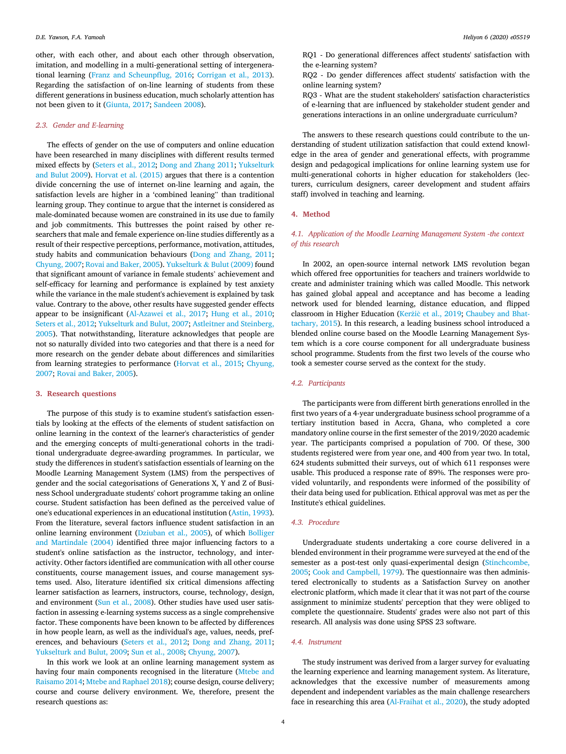other, with each other, and about each other through observation, imitation, and modelling in a multi-generational setting of intergenerational learning (Franz and Scheunpflug, 2016; Corrigan et al., 2013). Regarding the satisfaction of on-line learning of students from these different generations in business education, much scholarly attention has not been given to it (Giunta, 2017; Sandeen 2008).

### 2.3. Gender and E-learning

The effects of gender on the use of computers and online education have been researched in many disciplines with different results termed mixed effects by (Seters et al., 2012; Dong and Zhang 2011; Yukselturk and Bulut 2009). Horvat et al. (2015) argues that there is a contention divide concerning the use of internet on-line learning and again, the satisfaction levels are higher in a 'combined leaning'' than traditional learning group. They continue to argue that the internet is considered as male-dominated because women are constrained in its use due to family and job commitments. This buttresses the point raised by other researchers that male and female experience on-line studies differently as a result of their respective perceptions, performance, motivation, attitudes, study habits and communication behaviours (Dong and Zhang, 2011; Chyung, 2007; Rovai and Baker, 2005). Yukselturk & Bulut (2009) found that significant amount of variance in female students' achievement and self-efficacy for learning and performance is explained by test anxiety while the variance in the male student's achievement is explained by task value. Contrary to the above, other results have suggested gender effects appear to be insignificant (Al-Azawei et al., 2017; Hung et al., 2010; Seters et al., 2012; Yukselturk and Bulut, 2007; Astleitner and Steinberg, 2005). That notwithstanding, literature acknowledges that people are not so naturally divided into two categories and that there is a need for more research on the gender debate about differences and similarities from learning strategies to performance (Horvat et al., 2015; Chyung, 2007; Rovai and Baker, 2005).

## 3. Research questions

The purpose of this study is to examine student's satisfaction essentials by looking at the effects of the elements of student satisfaction on online learning in the context of the learner's characteristics of gender and the emerging concepts of multi-generational cohorts in the traditional undergraduate degree-awarding programmes. In particular, we study the differences in student's satisfaction essentials of learning on the Moodle Learning Management System (LMS) from the perspectives of gender and the social categorisations of Generations X, Y and Z of Business School undergraduate students' cohort programme taking an online course. Student satisfaction has been defined as the perceived value of one's educational experiences in an educational institution (Astin, 1993). From the literature, several factors influence student satisfaction in an online learning environment (Dziuban et al., 2005), of which Bolliger and Martindale (2004) identified three major influencing factors to a student's online satisfaction as the instructor, technology, and interactivity. Other factors identified are communication with all other course constituents, course management issues, and course management systems used. Also, literature identified six critical dimensions affecting learner satisfaction as learners, instructors, course, technology, design, and environment (Sun et al., 2008). Other studies have used user satisfaction in assessing e-learning systems success as a single comprehensive factor. These components have been known to be affected by differences in how people learn, as well as the individual's age, values, needs, preferences, and behaviours (Seters et al., 2012; Dong and Zhang, 2011; Yukselturk and Bulut, 2009; Sun et al., 2008; Chyung, 2007).

In this work we look at an online learning management system as having four main components recognised in the literature (Mtebe and Raisamo 2014; Mtebe and Raphael 2018); course design, course delivery; course and course delivery environment. We, therefore, present the research questions as:

RQ1 - Do generational differences affect students' satisfaction with the e-learning system?

RQ2 - Do gender differences affect students' satisfaction with the online learning system?

RQ3 - What are the student stakeholders' satisfaction characteristics of e-learning that are influenced by stakeholder student gender and generations interactions in an online undergraduate curriculum?

The answers to these research questions could contribute to the understanding of student utilization satisfaction that could extend knowledge in the area of gender and generational effects, with programme design and pedagogical implications for online learning system use for multi-generational cohorts in higher education for stakeholders (lecturers, curriculum designers, career development and student affairs staff) involved in teaching and learning.

## 4. Method

### 4.1. Application of the Moodle Learning Management System -the context of this research

In 2002, an open-source internal network LMS revolution began which offered free opportunities for teachers and trainers worldwide to create and administer training which was called Moodle. This network has gained global appeal and acceptance and has become a leading network used for blended learning, distance education, and flipped classroom in Higher Education (Keržič et al., 2019; Chaubey and Bhattachary, 2015). In this research, a leading business school introduced a blended online course based on the Moodle Learning Management System which is a core course component for all undergraduate business school programme. Students from the first two levels of the course who took a semester course served as the context for the study.

### 4.2. Participants

The participants were from different birth generations enrolled in the first two years of a 4-year undergraduate business school programme of a tertiary institution based in Accra, Ghana, who completed a core mandatory online course in the first semester of the 2019/2020 academic year. The participants comprised a population of 700. Of these, 300 students registered were from year one, and 400 from year two. In total, 624 students submitted their surveys, out of which 611 responses were usable. This produced a response rate of 89%. The responses were provided voluntarily, and respondents were informed of the possibility of their data being used for publication. Ethical approval was met as per the Institute's ethical guidelines.

### 4.3. Procedure

Undergraduate students undertaking a core course delivered in a blended environment in their programme were surveyed at the end of the semester as a post-test only quasi-experimental design (Stinchcombe, 2005; Cook and Campbell, 1979). The questionnaire was then administered electronically to students as a Satisfaction Survey on another electronic platform, which made it clear that it was not part of the course assignment to minimize students' perception that they were obliged to complete the questionnaire. Students' grades were also not part of this research. All analysis was done using SPSS 23 software.

### 4.4. Instrument

The study instrument was derived from a larger survey for evaluating the learning experience and learning management system. As literature, acknowledges that the excessive number of measurements among dependent and independent variables as the main challenge researchers face in researching this area (Al-Fraihat et al., 2020), the study adopted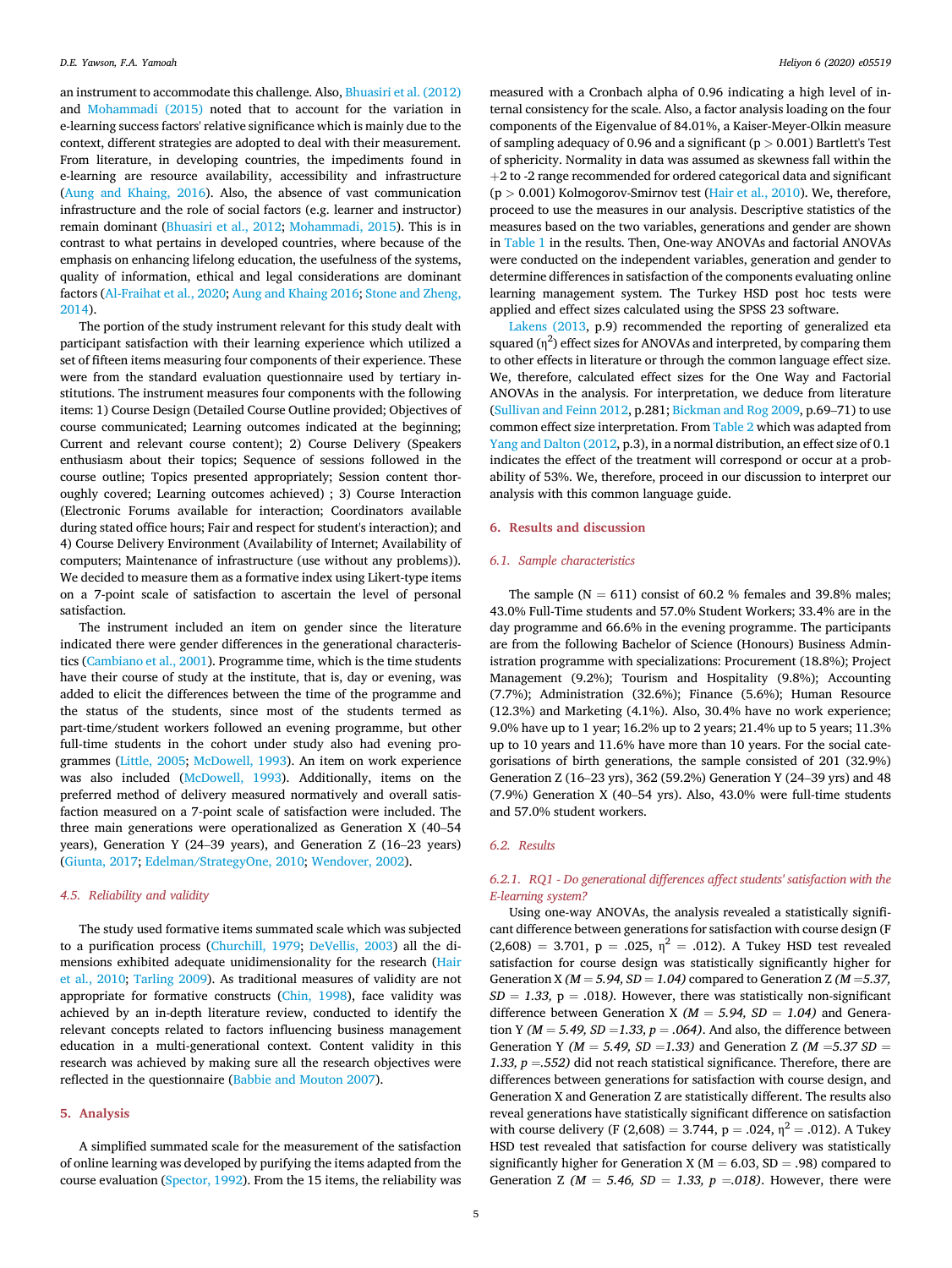an instrument to accommodate this challenge. Also, Bhuasiri et al. (2012) and Mohammadi (2015) noted that to account for the variation in e-learning success factors' relative significance which is mainly due to the context, different strategies are adopted to deal with their measurement. From literature, in developing countries, the impediments found in e-learning are resource availability, accessibility and infrastructure (Aung and Khaing, 2016). Also, the absence of vast communication infrastructure and the role of social factors (e.g. learner and instructor) remain dominant (Bhuasiri et al., 2012; Mohammadi, 2015). This is in contrast to what pertains in developed countries, where because of the emphasis on enhancing lifelong education, the usefulness of the systems, quality of information, ethical and legal considerations are dominant factors (Al-Fraihat et al., 2020; Aung and Khaing 2016; Stone and Zheng, 2014).

The portion of the study instrument relevant for this study dealt with participant satisfaction with their learning experience which utilized a set of fifteen items measuring four components of their experience. These were from the standard evaluation questionnaire used by tertiary institutions. The instrument measures four components with the following items: 1) Course Design (Detailed Course Outline provided; Objectives of course communicated; Learning outcomes indicated at the beginning; Current and relevant course content); 2) Course Delivery (Speakers enthusiasm about their topics; Sequence of sessions followed in the course outline; Topics presented appropriately; Session content thoroughly covered; Learning outcomes achieved) ; 3) Course Interaction (Electronic Forums available for interaction; Coordinators available during stated office hours; Fair and respect for student's interaction); and 4) Course Delivery Environment (Availability of Internet; Availability of computers; Maintenance of infrastructure (use without any problems)). We decided to measure them as a formative index using Likert-type items on a 7-point scale of satisfaction to ascertain the level of personal satisfaction.

The instrument included an item on gender since the literature indicated there were gender differences in the generational characteristics (Cambiano et al., 2001). Programme time, which is the time students have their course of study at the institute, that is, day or evening, was added to elicit the differences between the time of the programme and the status of the students, since most of the students termed as part-time/student workers followed an evening programme, but other full-time students in the cohort under study also had evening programmes (Little, 2005; McDowell, 1993). An item on work experience was also included (McDowell, 1993). Additionally, items on the preferred method of delivery measured normatively and overall satisfaction measured on a 7-point scale of satisfaction were included. The three main generations were operationalized as Generation X (40–54 years), Generation Y (24–39 years), and Generation Z (16–23 years) (Giunta, 2017; Edelman/StrategyOne, 2010; Wendover, 2002).

### 4.5. Reliability and validity

The study used formative items summated scale which was subjected to a purification process (Churchill, 1979; DeVellis, 2003) all the dimensions exhibited adequate unidimensionality for the research (Hair et al., 2010; Tarling 2009). As traditional measures of validity are not appropriate for formative constructs (Chin, 1998), face validity was achieved by an in-depth literature review, conducted to identify the relevant concepts related to factors influencing business management education in a multi-generational context. Content validity in this research was achieved by making sure all the research objectives were reflected in the questionnaire (Babbie and Mouton 2007).

## 5. Analysis

A simplified summated scale for the measurement of the satisfaction of online learning was developed by purifying the items adapted from the course evaluation (Spector, 1992). From the 15 items, the reliability was measured with a Cronbach alpha of 0.96 indicating a high level of internal consistency for the scale. Also, a factor analysis loading on the four components of the Eigenvalue of 84.01%, a Kaiser-Meyer-Olkin measure of sampling adequacy of 0.96 and a significant ($p > 0.001$) Bartlett's Test of sphericity. Normality in data was assumed as skewness fall within the +2 to -2 range recommended for ordered categorical data and significant ($p > 0.001$) Kolmogorov-Smirnov test (Hair et al., 2010). We, therefore, proceed to use the measures in our analysis. Descriptive statistics of the measures based on the two variables, generations and gender are shown in Table 1 in the results. Then, One-way ANOVAs and factorial ANOVAs were conducted on the independent variables, generation and gender to determine differences in satisfaction of the components evaluating online learning management system. The Turkey HSD post hoc tests were applied and effect sizes calculated using the SPSS 23 software.

Lakens (2013, p.9) recommended the reporting of generalized eta squared ($\eta^2$) effect sizes for ANOVAs and interpreted, by comparing them to other effects in literature or through the common language effect size. We, therefore, calculated effect sizes for the One Way and Factorial ANOVAs in the analysis. For interpretation, we deduce from literature (Sullivan and Feinn 2012, p.281; Bickman and Rog 2009, p.69–71) to use common effect size interpretation. From Table 2 which was adapted from Yang and Dalton (2012, p.3), in a normal distribution, an effect size of 0.1 indicates the effect of the treatment will correspond or occur at a probability of 53%. We, therefore, proceed in our discussion to interpret our analysis with this common language guide.

## 6. Results and discussion

### 6.1. Sample characteristics

The sample (N = 611) consist of 60.2 % females and 39.8% males; 43.0% Full-Time students and 57.0% Student Workers; 33.4% are in the day programme and 66.6% in the evening programme. The participants are from the following Bachelor of Science (Honours) Business Administration programme with specializations: Procurement (18.8%); Project Management (9.2%); Tourism and Hospitality (9.8%); Accounting (7.7%); Administration (32.6%); Finance (5.6%); Human Resource (12.3%) and Marketing (4.1%). Also, 30.4% have no work experience; 9.0% have up to 1 year; 16.2% up to 2 years; 21.4% up to 5 years; 11.3% up to 10 years and 11.6% have more than 10 years. For the social categorisations of birth generations, the sample consisted of 201 (32.9%) Generation Z (16–23 yrs), 362 (59.2%) Generation Y (24–39 yrs) and 48 (7.9%) Generation X (40–54 yrs). Also, 43.0% were full-time students and 57.0% student workers.

### 6.2. Results

#### 6.2.1. RQ1 - Do generational differences affect students' satisfaction with the E-learning system?

Using one-way ANOVAs, the analysis revealed a statistically significant difference between generations for satisfaction with course design ($F(2,608) = 3.701$, $p = .025$, $\eta^2 = .012$). A Tukey HSD test revealed satisfaction for course design was statistically significantly higher for Generation X *($M = 5.94$, $SD = 1.04$)* compared to Generation Z *($M = 5.37$, $SD = 1.33$,* $p = .018$*)*. However, there was statistically non-significant difference between Generation X *($M = 5.94$, $SD = 1.04$)* and Generation Y *($M = 5.49$, $SD = 1.33$, $p = .064$)*. And also, the difference between Generation Y *($M = 5.49$, $SD = 1.33$)* and Generation Z *($M = 5.37$ $SD = 1.33$, $p = .552$)* did not reach statistical significance. Therefore, there are differences between generations for satisfaction with course design, and Generation X and Generation Z are statistically different. The results also reveal generations have statistically significant difference on satisfaction with course delivery ($F(2,608) = 3.744$, $p = .024$, $\eta^2 = .012$). A Tukey HSD test revealed that satisfaction for course delivery was statistically significantly higher for Generation X ($M = 6.03$, $SD = .98$) compared to Generation Z *($M = 5.46$, $SD = 1.33$, $p = .018$)*. However, there were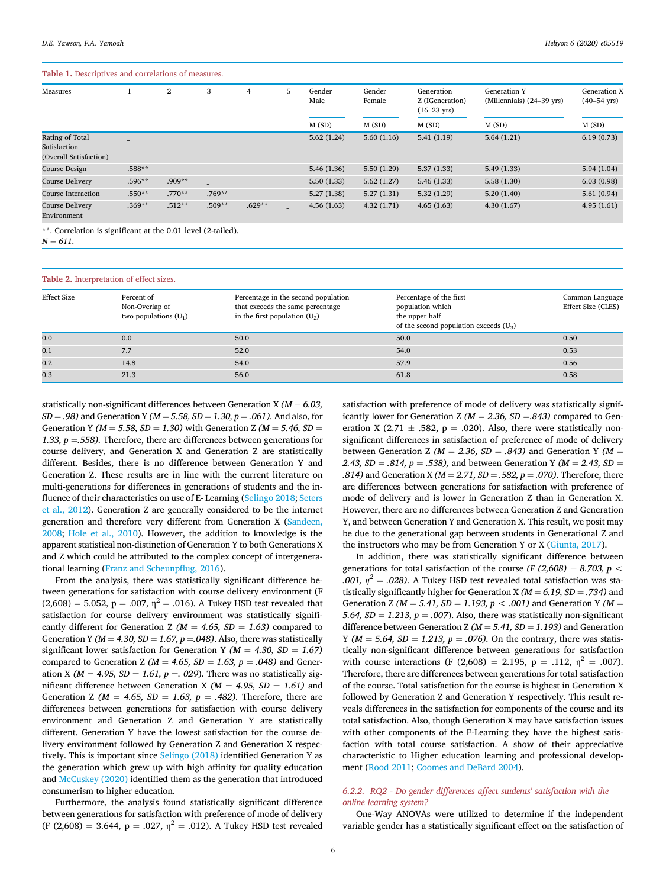**Table 1.** Descriptives and correlations of measures.

| Measures | 1 | 2 | 3 | 4 | 5 | Gender Male | Gender Female | Generation Z (IGeneration) (16–23 yrs) | Generation Y (Millennials) (24–39 yrs) | Generation X (40–54 yrs) |
|---|---|---|---|---|---|---|---|---|---|---|
| | | | | | | M (SD) | M (SD) | M (SD) | M (SD) | M (SD) |
| Rating of Total Satisfaction (Overall Satisfaction) | _ | | | | | 5.62 (1.24) | 5.60 (1.16) | 5.41 (1.19) | 5.64 (1.21) | 6.19 (0.73) |
| Course Design | .588** | _ | | | | 5.46 (1.36) | 5.50 (1.29) | 5.37 (1.33) | 5.49 (1.33) | 5.94 (1.04) |
| Course Delivery | .596** | .909** | _ | | | 5.50 (1.33) | 5.62 (1.27) | 5.46 (1.33) | 5.58 (1.30) | 6.03 (0.98) |
| Course Interaction | .550** | .770** | .769** | _ | | 5.27 (1.38) | 5.27 (1.31) | 5.32 (1.29) | 5.20 (1.40) | 5.61 (0.94) |
| Course Delivery Environment | .369** | .512** | .509** | .629** | _ | 4.56 (1.63) | 4.32 (1.71) | 4.65 (1.63) | 4.30 (1.67) | 4.95 (1.61) |

**. Correlation is significant at the 0.01 level (2-tailed).
*N = 611.*

**Table 2.** Interpretation of effect sizes.

| Effect Size | Percent of Non-Overlap of two populations ($U_1$) | Percentage in the second population that exceeds the same percentage in the first population ($U_2$) | Percentage of the first population which the upper half of the second population exceeds ($U_3$) | Common Language Effect Size (CLES) |
|---|---|---|---|---|
| 0.0 | 0.0 | 50.0 | 50.0 | 0.50 |
| 0.1 | 7.7 | 52.0 | 54.0 | 0.53 |
| 0.2 | 14.8 | 54.0 | 57.9 | 0.56 |
| 0.3 | 21.3 | 56.0 | 61.8 | 0.58 |

statistically non-significant differences between Generation X *(M = 6.03, SD = .98)* and Generation Y *(M = 5.58, SD = 1.30, p = .061)*. And also, for Generation Y *(M = 5.58, SD = 1.30)* with Generation Z *(M = 5.46, SD = 1.33, p =.558)*. Therefore, there are differences between generations for course delivery, and Generation X and Generation Z are statistically different. Besides, there is no difference between Generation Y and Generation Z. These results are in line with the current literature on multi-generations for differences in generations of students and the influence of their characteristics on use of E- Learning (Selingo 2018; Seters et al., 2012). Generation Z are generally considered to be the internet generation and therefore very different from Generation X (Sandeen, 2008; Hole et al., 2010). However, the addition to knowledge is the apparent statistical non-distinction of Generation Y to both Generations X and Z which could be attributed to the complex concept of intergenerational learning (Franz and Scheunpflug, 2016).

From the analysis, there was statistically significant difference between generations for satisfaction with course delivery environment ($F(2,608) = 5.052$, $p = .007$, $\eta^2 = .016$). A Tukey HSD test revealed that satisfaction for course delivery environment was statistically significantly different for Generation Z *(M = 4.65, SD = 1.63)* compared to Generation Y *(M = 4.30, SD = 1.67, p =.048)*. Also, there was statistically significant lower satisfaction for Generation Y *(M = 4.30, SD = 1.67)* compared to Generation Z *(M = 4.65, SD = 1.63, p = .048)* and Generation X *(M = 4.95, SD = 1.61, p =. 029)*. There was no statistically significant difference between Generation X *(M = 4.95, SD = 1.61)* and Generation Z *(M = 4.65, SD = 1.63, p = .482)*. Therefore, there are differences between generations for satisfaction with course delivery environment and Generation Z and Generation Y are statistically different. Generation Y have the lowest satisfaction for the course delivery environment followed by Generation Z and Generation X respectively. This is important since Selingo (2018) identified Generation Y as the generation which grew up with high affinity for quality education and McCuskey (2020) identified them as the generation that introduced consumerism to higher education.

Furthermore, the analysis found statistically significant difference between generations for satisfaction with preference of mode of delivery ($F(2,608) = 3.644$, $p = .027$, $\eta^2 = .012$). A Tukey HSD test revealed satisfaction with preference of mode of delivery was statistically significantly lower for Generation Z *(M = 2.36, SD =.843)* compared to Generation X (2.71 ± .582, p = .020). Also, there were statistically non-significant differences in satisfaction of preference of mode of delivery between Generation Z *(M = 2.36, SD = .843)* and Generation Y *(M = 2.43, SD = .814, p = .538)*, and between Generation Y *(M = 2.43, SD = .814)* and Generation X *(M = 2.71, SD = .582, p = .070)*. Therefore, there are differences between generations for satisfaction with preference of mode of delivery and is lower in Generation Z than in Generation X. However, there are no differences between Generation Z and Generation Y, and between Generation Y and Generation X. This result, we posit may be due to the generational gap between students in Generational Z and the instructors who may be from Generation Y or X (Giunta, 2017).

In addition, there was statistically significant difference between generations for total satisfaction of the course *($F(2,608) = 8.703$, $p < .001$, $\eta^2 = .028$)*. A Tukey HSD test revealed total satisfaction was statistically significantly higher for Generation X *(M = 6.19, SD = .734)* and Generation Z *(M = 5.41, SD = 1.193, p < .001)* and Generation Y *(M = 5.64, SD = 1.213, p = .007)*. Also, there was statistically non-significant difference between Generation Z *(M = 5.41, SD = 1.193)* and Generation Y *(M = 5.64, SD = 1.213, p = .076)*. On the contrary, there was statistically non-significant difference between generations for satisfaction with course interactions ($F(2,608) = 2.195$, $p = .112$, $\eta^2 = .007$). Therefore, there are differences between generations for total satisfaction of the course. Total satisfaction for the course is highest in Generation X followed by Generation Z and Generation Y respectively. This result reveals differences in the satisfaction for components of the course and its total satisfaction. Also, though Generation X may have satisfaction issues with other components of the E-Learning they have the highest satisfaction with total course satisfaction. A show of their appreciative characteristic to Higher education learning and professional development (Rood 2011; Coomes and DeBard 2004).

#### *6.2.2. RQ2 - Do gender differences affect students' satisfaction with the online learning system?*

One-Way ANOVAs were utilized to determine if the independent variable gender has a statistically significant effect on the satisfaction of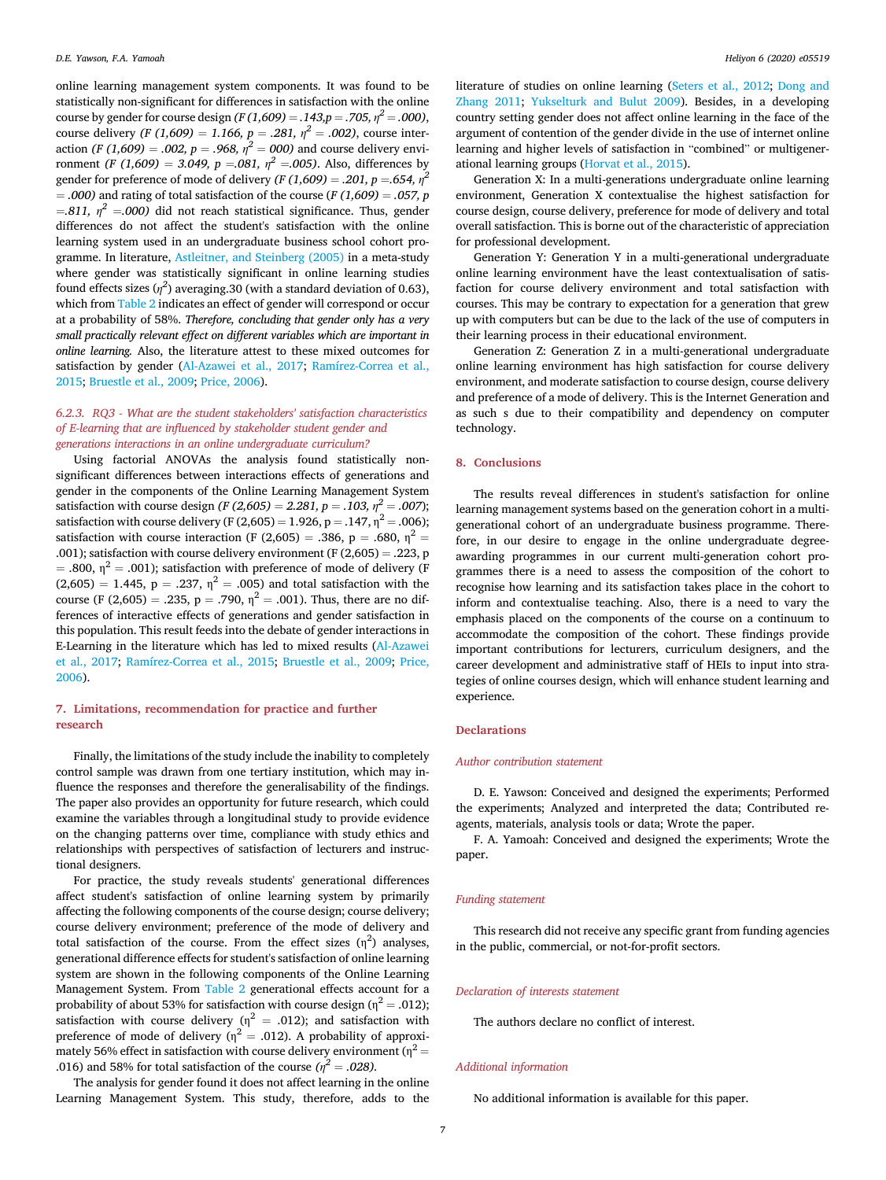online learning management system components. It was found to be statistically non-significant for differences in satisfaction with the online course by gender for course design *($F (1,609) = .143, p = .705, \eta^2 = .000$)*, course delivery *($F (1,609) = 1.166, p = .281, \eta^2 = .002$)*, course interaction *($F (1,609) = .002, p = .968, \eta^2 = 000$)* and course delivery environment *($F (1,609) = 3.049, p = .081, \eta^2 = .005$)*. Also, differences by gender for preference of mode of delivery *($F (1,609) = .201, p = .654, \eta^2 = .000$)* and rating of total satisfaction of the course *($F (1,609) = .057, p = .811, \eta^2 = .000$)* did not reach statistical significance. Thus, gender differences do not affect the student's satisfaction with the online learning system used in an undergraduate business school cohort programme. In literature, Astleitner, and Steinberg (2005) in a meta-study where gender was statistically significant in online learning studies found effects sizes ($\eta^2$) averaging.30 (with a standard deviation of 0.63), which from Table 2 indicates an effect of gender will correspond or occur at a probability of 58%. *Therefore, concluding that gender only has a very small practically relevant effect on different variables which are important in online learning.* Also, the literature attest to these mixed outcomes for satisfaction by gender (Al-Azawei et al., 2017; Ramírez-Correa et al., 2015; Bruestle et al., 2009; Price, 2006).

#### 6.2.3. RQ3 - What are the student stakeholders' satisfaction characteristics of E-learning that are influenced by stakeholder student gender and generations interactions in an online undergraduate curriculum?

Using factorial ANOVAs the analysis found statistically non-significant differences between interactions effects of generations and gender in the components of the Online Learning Management System satisfaction with course design *($F (2,605) = 2.281, p = .103, \eta^2 = .007$)*; satisfaction with course delivery ($F (2,605) = 1.926, p = .147, \eta^2 = .006$); satisfaction with course interaction ($F (2,605) = .386, p = .680, \eta^2 = .001$); satisfaction with course delivery environment ($F (2,605) = .223, p = .800, \eta^2 = .001$); satisfaction with preference of mode of delivery ($F (2,605) = 1.445, p = .237, \eta^2 = .005$) and total satisfaction with the course ($F (2,605) = .235, p = .790, \eta^2 = .001$). Thus, there are no differences of interactive effects of generations and gender satisfaction in this population. This result feeds into the debate of gender interactions in E-Learning in the literature which has led to mixed results (Al-Azawei et al., 2017; Ramírez-Correa et al., 2015; Bruestle et al., 2009; Price, 2006).

## 7. Limitations, recommendation for practice and further research

Finally, the limitations of the study include the inability to completely control sample was drawn from one tertiary institution, which may influence the responses and therefore the generalisability of the findings. The paper also provides an opportunity for future research, which could examine the variables through a longitudinal study to provide evidence on the changing patterns over time, compliance with study ethics and relationships with perspectives of satisfaction of lecturers and instructional designers.

For practice, the study reveals students' generational differences affect student's satisfaction of online learning system by primarily affecting the following components of the course design; course delivery; course delivery environment; preference of the mode of delivery and total satisfaction of the course. From the effect sizes ($\eta^2$) analyses, generational difference effects for student's satisfaction of online learning system are shown in the following components of the Online Learning Management System. From Table 2 generational effects account for a probability of about 53% for satisfaction with course design ($\eta^2 = .012$); satisfaction with course delivery ($\eta^2 = .012$); and satisfaction with preference of mode of delivery ($\eta^2 = .012$). A probability of approximately 56% effect in satisfaction with course delivery environment ($\eta^2 = .016$) and 58% for total satisfaction of the course *($\eta^2 = .028$)*.

The analysis for gender found it does not affect learning in the online Learning Management System. This study, therefore, adds to the literature of studies on online learning (Seters et al., 2012; Dong and Zhang 2011; Yukselturk and Bulut 2009). Besides, in a developing country setting gender does not affect online learning in the face of the argument of contention of the gender divide in the use of internet online learning and higher levels of satisfaction in "combined" or multigenerational learning groups (Horvat et al., 2015).

Generation X: In a multi-generations undergraduate online learning environment, Generation X contextualise the highest satisfaction for course design, course delivery, preference for mode of delivery and total overall satisfaction. This is borne out of the characteristic of appreciation for professional development.

Generation Y: Generation Y in a multi-generational undergraduate online learning environment have the least contextualisation of satisfaction for course delivery environment and total satisfaction with courses. This may be contrary to expectation for a generation that grew up with computers but can be due to the lack of the use of computers in their learning process in their educational environment.

Generation Z: Generation Z in a multi-generational undergraduate online learning environment has high satisfaction for course delivery environment, and moderate satisfaction to course design, course delivery and preference of a mode of delivery. This is the Internet Generation and as such s due to their compatibility and dependency on computer technology.

## 8. Conclusions

The results reveal differences in student's satisfaction for online learning management systems based on the generation cohort in a multi-generational cohort of an undergraduate business programme. Therefore, in our desire to engage in the online undergraduate degree-awarding programmes in our current multi-generation cohort programmes there is a need to assess the composition of the cohort to recognise how learning and its satisfaction takes place in the cohort to inform and contextualise teaching. Also, there is a need to vary the emphasis placed on the components of the course on a continuum to accommodate the composition of the cohort. These findings provide important contributions for lecturers, curriculum designers, and the career development and administrative staff of HEIs to input into strategies of online courses design, which will enhance student learning and experience.

## Declarations

### Author contribution statement

D. E. Yawson: Conceived and designed the experiments; Performed the experiments; Analyzed and interpreted the data; Contributed reagents, materials, analysis tools or data; Wrote the paper.

F. A. Yamoah: Conceived and designed the experiments; Wrote the paper.

### Funding statement

This research did not receive any specific grant from funding agencies in the public, commercial, or not-for-profit sectors.

### Declaration of interests statement

The authors declare no conflict of interest.

### Additional information

No additional information is available for this paper.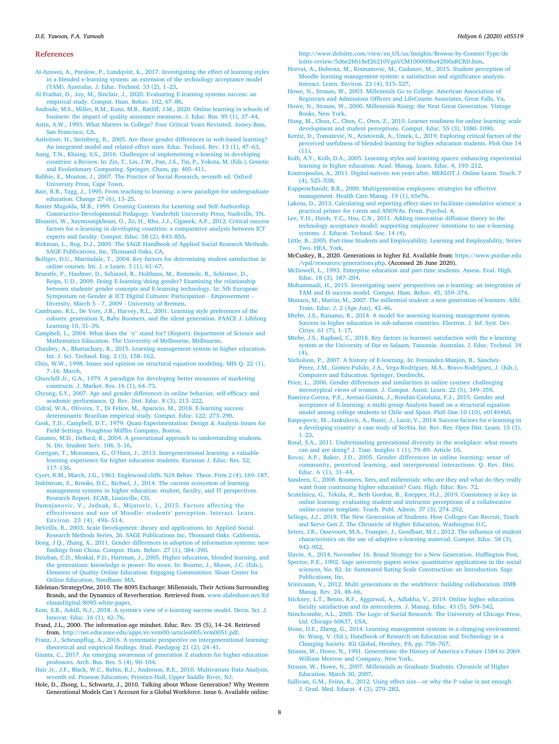## References

Al-Azawei, A., Parslow, P., Lundqvist, K., 2017. Investigating the effect of learning styles in a blended e-learning system: an extension of the technology acceptance model (TAM). Australas. J. Educ. Technol. 33 (2), 1–23.

Al-Fraihat, D., Joy, M., Sinclair, J., 2020. Evaluating E-learning systems success: an empirical study. Comput. Hum. Behav. 102, 67–86.

Andrade, M.S., Miller, R.M., Kunz, M.B., Ratliff, J.M., 2020. Online learning in schools of business: the impact of quality assurance measures. J. Educ. Bus. 95 (1), 37–44.

Astin, A.W., 1993. What Matters in College? Four Critical Years Revisited. Jossey-Bass, San Francisco, CA.

Astleitner, H., Steinberg, R., 2005. Are there gender differences in web-based learning? An integrated model and related effect sizes. Educ. Technol. Rev. 13 (1), 47–63.

Aung, T.N., Khaing, S.S., 2016. Challenges of implementing e-learning in developing countries: a Review. In: Zin, T., Lin, J.W., Pan, J.S., Tin, P., Yokota, M. (Eds.), Genetic and Evolutionary Computing. Springer, Cham, pp. 405–411.

Babbie, E., Mouton, J., 2007. The Practice of Social Research, seventh ed. Oxford University Press, Cape Town.

Barr, R.B., Tagg, J., 1995. From teaching to learning: a new paradigm for undergraduate education. Change 27 (6), 13–25.

Baxter Magolda, M.B., 1999. Creating Contexts for Learning and Self-Authorship: Constructive-Developmental Pedagogy. Vanderbilt University Press, Nashville, TN.

Bhuasiri, W., Xaymoungkhoun, O., Zo, H., Rho, J.J., Ciganek, A.P., 2012. Critical success factors for e-learning in developing countries: a comparative analysis between ICT experts and faculty. Comput. Educ. 58 (2), 843–855.

Bickman, L., Rog, D.J., 2009. The SAGE Handbook of Applied Social Research Methods. SAGE Publications, Inc, Thousand Oaks, CA.

Bolliger, D.U., Martindale, T., 2004. Key factors for determining student satisfaction in online courses. Int. J. e Learn. 3 (1), 61–67.

Bruestle, P., Haubner, D., Schinzel, B., Holthaus, M., Remmele, B., Schirmer, D., Reips, U.D., 2009. Doing E-learning/doing gender? Examining the relationship between students' gender concepts and E-learning technology. In: 5th European Symposium on Gender & ICT Digital Cultures: Participation - Empowerment – Diversity, March 5 - 7, 2009 - University of Bremen.

Cambiano, R.L., De Vore, J.B., Harvey, R.L., 2001. Learning style preferences of the cohorts: generation X, Baby Boomers, and the silent generation. PAACE J. Lifelong Learning 10, 31–39.

Campbell, L., 2004. What does the "e" stand for? (Report). Department of Science and Mathematics Education. The University of Melbourne, Melbourne.

Chaubey, A., Bhattachary, B., 2015. Learning management system in higher education. Int. J. Sci. Technol. Eng. 2 (3), 158–162.

Chin, W.W., 1998. Issues and opinion on structural equation modeling. MIS Q. 22 (1), 7–16. March.

Churchill Jr., G.A., 1979. A paradigm for developing better measures of marketing constructs. J. Market. Res. 16 (1), 64–73.

Chyung, S.Y., 2007. Age and gender differences in online behavior, self-efficacy and academic performance. Q. Rev. Dist. Educ. 8 (3), 213–222.

Cidral, W.A., Oliveira, T., Di Felice, M., Aparicio, M., 2018. E-learning success determinants: Brazilian empirical study. Comput. Educ. 122, 273–290.

Cook, T.D., Campbell, D.T., 1979. Quasi-Experimentation: Design & Analysis Issues for Field Settings. Houghton Mifflin Company, Boston.

Coomes, M.D., DeBard, R., 2004. A generational approach to understanding students. N. Dir. Student Serv. 106, 5–16.

Corrigan, T., Mcnamara, G., O'Hara, J., 2013. Intergenerational learning: a valuable learning experience for higher education students. Eurasian J. Educ. Res. 52, 117–136.

Cyert, R.M., March, J.G., 1963. Englewood cliffs. NJA Behav. Theor. Firm 2 (4), 169–187.

Dahlstrom, E., Brooks, D.C., Bichsel, J., 2014. The current ecosystem of learning management systems in higher education: student, faculty, and IT perspectives. Research Report. ECAR, Louisville, CO.

Damnjanovic, V., Jednak, S., Mijatovic, I., 2015. Factors affecting the effectiveness and use of Moodle: students' perception. Interact. Learn. Environ. 23 (4), 496–514.

DeVellis, R., 2003. Scale Development: theory and applications. In: Applied Social Research Methods Series, 26. SAGE Publications Inc, Thousand Oaks. California.

Dong, J.Q., Zhang, X., 2011. Gender differences in adoption of information systems: new findings from China. Comput. Hum. Behav. 27 (1), 384–390.

Dziuban, C.D., Moskal, P.D., Hartman, J., 2005. Higher education, blended learning, and the generations: knowledge is power: No more. In: Bourne, J., Moore, J.C. (Eds.), Elements of Quality Online Education: Engaging Communities. Sloan Center for Online Education, Needham: MA.

Edelman/StrategyOne, 2010. The 8095 Exchange: Millennials, Their Actions Surrounding Brands, and the Dynamics of Reverberation. Retrieved from. www.slideshare.net/EdelmanDigital/8095-white-paper.

Eom, S.B., Ashill, N.J., 2018. A system's view of e-learning success model. Decis. Sci. J. Innovat. Educ. 16 (1), 42–76.

Frand, J.L., 2000. The information-age mindset. Educ. Rev. 35 (5), 14–24. Retrieved from. http://net.educause.edu/apps/er/erm00/articles005/erm0051.pdf.

Franz, J., Scheunpflug, A., 2016. A systematic perspective on intergenerational learning: theoretical and empirical findings. Stud. Paedagog 21 (2), 24–41.

Giunta, C., 2017. An emerging awareness of generation Z students for higher education professors. Arch. Bus. Res. 5 (4), 90–104.

Hair Jr., J.F., Black, W.C., Babin, B.J., Anderson, R.E., 2010. Multivariate Data Analysis, seventh ed. Pearson Education; Prentice-Hall, Upper Saddle River, NJ.

Hole, D., Zhong, L., Schwartz, J., 2010. Talking about Whose Generation? Why Western Generational Models Can't Account for a Global Workforce. Issue 6. Available online: http://www.deloitte.com/view/en_US/us/Insights/Browse-by-Content-Type/deloitte-review/5d6e2bb18ef26210VgnVCM100000ba42f00aRCRD.htm.

Horvat, A., Dobrota, M., Krsmanovic, M., Cudanov, M., 2015. Student perception of Moodle learning management system: a satisfaction and significance analysis. Interact. Learn. Environ. 23 (4), 515–527.

Howe, N., Strauss, W., 2003. Millennials Go to College. American Association of Registrars and Admissions Officers and LifeCourse Associates, Great Falls, Va.

Howe, N., Strauss, W., 2000. Millennials Rising: the Next Great Generation. Vintage Books, New York.

Hung, M., Chou, C., Chen, C., Own, Z., 2010. Learner readiness for online learning: scale development and student perceptions. Comput. Educ. 55 (3), 1080–1090.

Keržič, D., Tomaževič, N., Aristovnik, A., Umek, L., 2019. Exploring critical factors of the perceived usefulness of blended learning for higher education students. PloS One 14 (11).

Kolb, A.Y., Kolb, D.A., 2005. Learning styles and learning spaces: enhancing experiential learning in higher education. Acad. Manag. Learn. Educ. 4, 193–212.

Koutropoulos, A., 2011. Digital natives: ten years after. MERLOT J. Online Learn. Teach. 7 (4), 525–538.

Kupperschmidt, B.R., 2000. Multigeneration employees: strategies for effective management. Health Care Manag. 19 (1), 65e76.

Lakens, D., 2013. Calculating and reporting effect sizes to facilitate cumulative science: a practical primer for t-tests and ANOVAs. Front. Psychol. 4.

Lee, Y.H., Hsieh, Y.C., Hsu, C.N., 2011. Adding innovation diffusion theory to the technology acceptance model: supporting employees' intentions to use e-learning systems. J. Educat. Technol. Soc. 14 (4).

Little, B., 2005. Part-time Students and Employability. Learning and Employability, Series Two. HEA, York.

McCuskey, B., 2020. Generations in higher Ed. Available from: https://www.purdue.edu/vpsl/resources/generations.php. (Accessed 26 June 2020).

McDowell, L., 1993. Enterprise education and part-time students. Assess. Eval. High. Educ. 18 (3), 187–204.

Mohammadi, H., 2015. Investigating users' perspectives on e-learning: an integration of TAM and IS success model. Comput. Hum. Behav. 45, 359–374.

Monaco, M., Martin, M., 2007. The millennial student: a new generation of learners. Athl. Train. Educ. J. 2 (Apr-Jun), 42–46.

Mtebe, J.S., Raisamo, R., 2014. A model for assessing learning management system. Success in higher education in sub-saharan countries. Electron. J. Inf. Syst. Dev. Ctries. 61 (7), 1–17.

Mtebe, J.S., Raphael, C., 2018. Key factors in learners' satisfaction with the e-learning system at the University of Dar es Salaam, Tanzania. Australas. J. Educ. Technol. 34 (4).

Nicholson, P., 2007. A history of E-learning. In: Fernández-Manjón, B., Sánchez-Pérez, J.M., Gómez-Pulido, J.A., Vega-Rodríguez, M.A., Bravo-Rodríguez, J. (Eds.), Computers and Education. Springer, Dordrecht.

Price, L., 2006. Gender differences and similarities in online courses: challenging stereotypical views of women. J. Comput. Assist. Learn. 22 (5), 349–359.

Ramírez-Correa, P.E., Arenas-Gaitán, J., Rondán-Cataluña, F.J., 2015. Gender and acceptance of E-learning: a multi-group Analysis based on a structural equation model among college students in Chile and Spain. PloS One 10 (10), e0140460.

Raspopovic, M., Jankulovic, A., Runic, J., Lucic, V., 2014. Success factors for e-learning in a developing country: a case study of Serbia. Int. Rev. Res. Open Dist. Learn. 15 (3), 1–23.

Rood, S.A., 2011. Understanding generational diversity in the workplace: what resorts can and are doing? J. Tour. Insights 1 (1), 79–89. Article 10.

Rovai, A.P., Baker, J.D., 2005. Gender differences in online learning: sense of community, perceived learning, and interpersonal interactions. Q. Rev. Dist. Educ. 6 (1), 31–44.

Sandeen, C., 2008. Boomers, Xers, and millennials: who are they and what do they really want from continuing higher education? Cont. High. Educ. Rev. 72.

Scutelnicu, G., Tekula, R., Beth Gordon, B., Knepper, H.J., 2019. Consistency is key in online learning: evaluating student and instructor perceptions of a collaborative online-course template. Teach. Publ. Admin. 37 (3), 274–292.

Selingo, J.J., 2018. The New Generation of Students. How Colleges Can Recruit, Teach and Serve Gen Z. The Chronicle of Higher Education, Washington D.C.

Seters, J.R., Ossevoort, M.A., Tramper, J., Goedhart, M.J., 2012. The influence of student characteristics on the use of adaptive e-learning material. Comput. Educ. 58 (3), 942–952.

Slavin, A., 2014, November 16. Brand Strategy for a New Generation. Huffington Post.

Spector, P.E., 1992. Sage university papers series: quantitative applications in the social sciences, No. 82. In: Summated Rating Scale Construction: an Introduction. Sage Publications, Inc.

Srinivasan, V., 2012. Multi generations in the workforce: building collaboration. IIMB Manag. Rev. 24, 48–66.

Stickney, L.T., Bento, R.F., Aggarwal, A., Adlakha, V., 2019. Online higher education: faculty satisfaction and its antecedents. J. Manag. Educ. 43 (5), 509–542.

Stinchcombe, A.L., 2005. The Logic of Social Research. The University of Chicago Press, Ltd. Chicago 60637, USA.

Stone, D.E., Zheng, G., 2014. Learning management systems in a changing environment. In: Wang, V. (Ed.), Handbook of Research on Education and Technology in a Changing Society. IGI Global, Hershey, PA, pp. 756–767.

Strauss, W., Howe, N., 1991. Generations: the History of America's Future 1584 to 2069. William Morrow and Company, New York.

Strauss, W., Howe, N., 2007. Millennials as Graduate Students. Chronicle of Higher Education. March 30, 2007.

Sullivan, G.M., Feinn, R., 2012. Using effect size—or why the P value is not enough. J. Grad. Med. Educat. 4 (3), 279–282.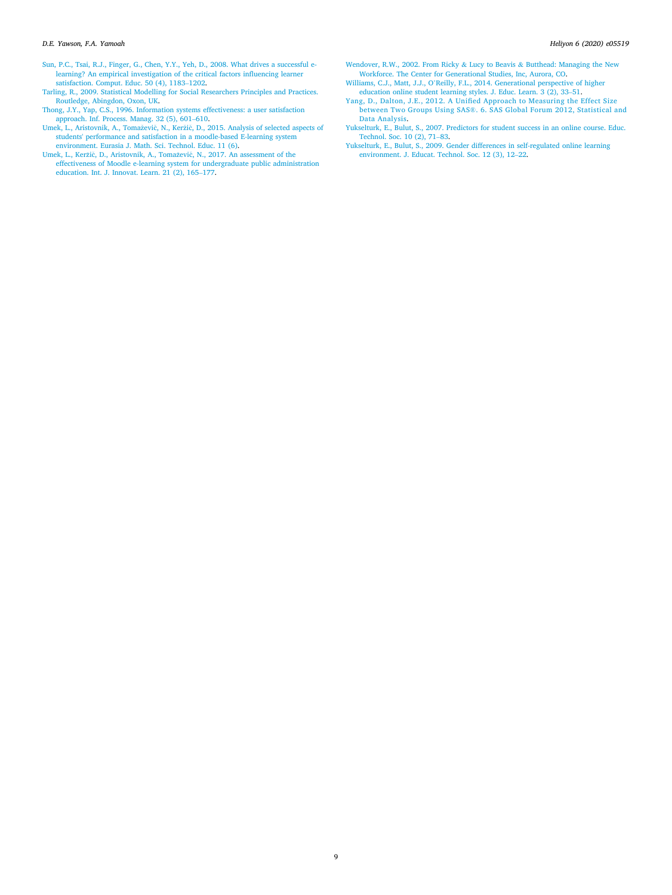Sun, P.C., Tsai, R.J., Finger, G., Chen, Y.Y., Yeh, D., 2008. What drives a successful e-learning? An empirical investigation of the critical factors influencing learner satisfaction. Comput. Educ. 50 (4), 1183–1202.

Tarling, R., 2009. Statistical Modelling for Social Researchers Principles and Practices. Routledge, Abingdon, Oxon, UK.

Thong, J.Y., Yap, C.S., 1996. Information systems effectiveness: a user satisfaction approach. Inf. Process. Manag. 32 (5), 601–610.

Umek, L., Aristovnik, A., Tomaževič, N., Keržič, D., 2015. Analysis of selected aspects of students' performance and satisfaction in a moodle-based E-learning system environment. Eurasia J. Math. Sci. Technol. Educ. 11 (6).

Umek, L., Keržič, D., Aristovnik, A., Tomaževič, N., 2017. An assessment of the effectiveness of Moodle e-learning system for undergraduate public administration education. Int. J. Innovat. Learn. 21 (2), 165–177.

Wendover, R.W., 2002. From Ricky & Lucy to Beavis & Butthead: Managing the New Workforce. The Center for Generational Studies, Inc, Aurora, CO.

Williams, C.J., Matt, J.J., O'Reilly, F.L., 2014. Generational perspective of higher education online student learning styles. J. Educ. Learn. 3 (2), 33–51.

Yang, D., Dalton, J.E., 2012. A Unified Approach to Measuring the Effect Size between Two Groups Using SAS®. 6. SAS Global Forum 2012, Statistical and Data Analysis.

Yukselturk, E., Bulut, S., 2007. Predictors for student success in an online course. Educ. Technol. Soc. 10 (2), 71–83.

Yukselturk, E., Bulut, S., 2009. Gender differences in self-regulated online learning environment. J. Educat. Technol. Soc. 12 (3), 12–22.